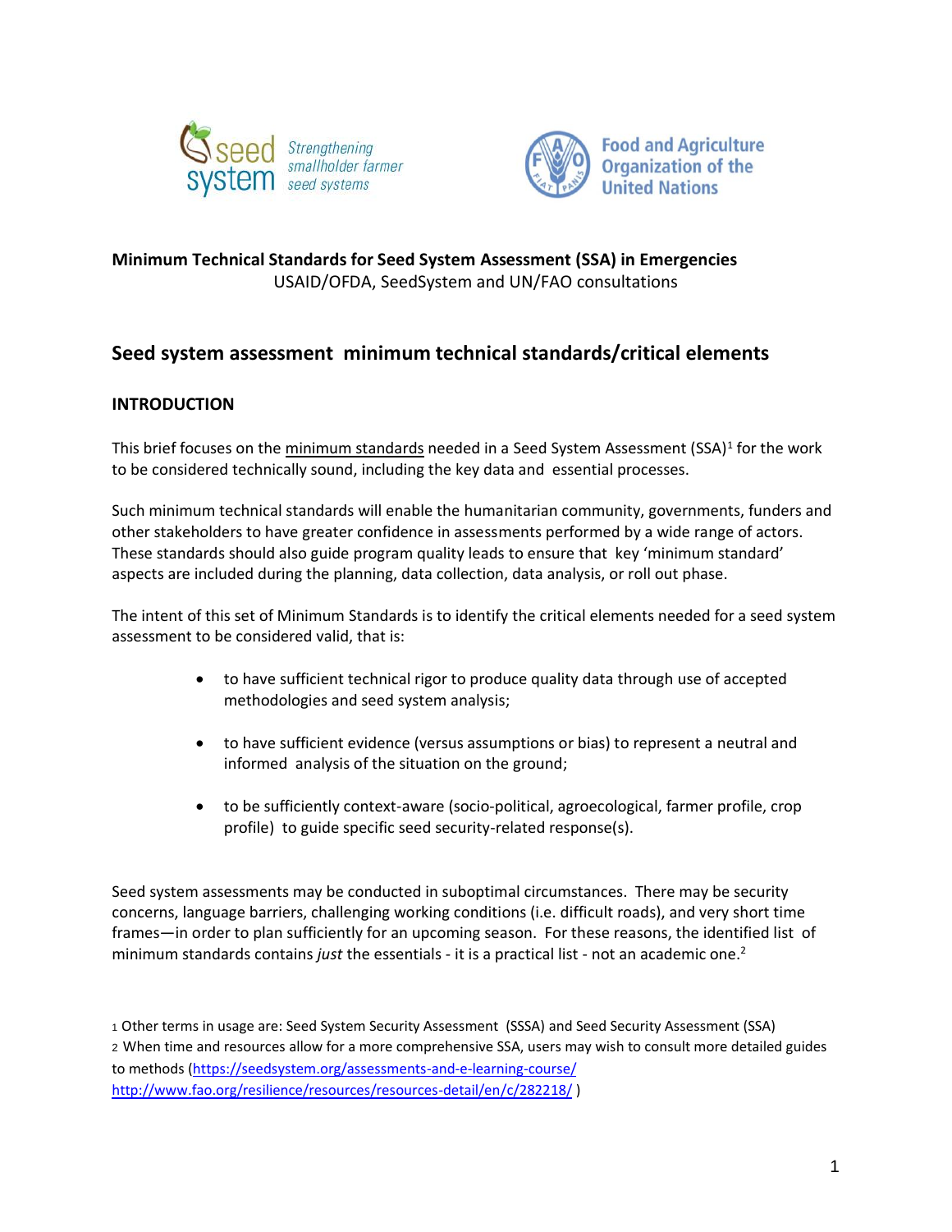**Minimum Technical Standards for Seed System Assessment (SSA) in Emergencies**
USAID/OFDA, SeedSystem and UN/FAO consultations

## Seed system assessment minimum technical standards/critical elements

### INTRODUCTION

This brief focuses on the minimum standards needed in a Seed System Assessment (SSA)[1] for the work to be considered technically sound, including the key data and essential processes.

Such minimum technical standards will enable the humanitarian community, governments, funders and other stakeholders to have greater confidence in assessments performed by a wide range of actors. These standards should also guide program quality leads to ensure that key 'minimum standard' aspects are included during the planning, data collection, data analysis, or roll out phase.

The intent of this set of Minimum Standards is to identify the critical elements needed for a seed system assessment to be considered valid, that is:

- to have sufficient technical rigor to produce quality data through use of accepted methodologies and seed system analysis;
- to have sufficient evidence (versus assumptions or bias) to represent a neutral and informed analysis of the situation on the ground;
- to be sufficiently context-aware (socio-political, agroecological, farmer profile, crop profile) to guide specific seed security-related response(s).

Seed system assessments may be conducted in suboptimal circumstances. There may be security concerns, language barriers, challenging working conditions (i.e. difficult roads), and very short time frames—in order to plan sufficiently for an upcoming season. For these reasons, the identified list of minimum standards contains *just* the essentials - it is a practical list - not an academic one.[2]

[1] Other terms in usage are: Seed System Security Assessment (SSSA) and Seed Security Assessment (SSA)

[2] When time and resources allow for a more comprehensive SSA, users may wish to consult more detailed guides to methods (https://seedsystem.org/assessments-and-e-learning-course/ http://www.fao.org/resilience/resources/resources-detail/en/c/282218/ )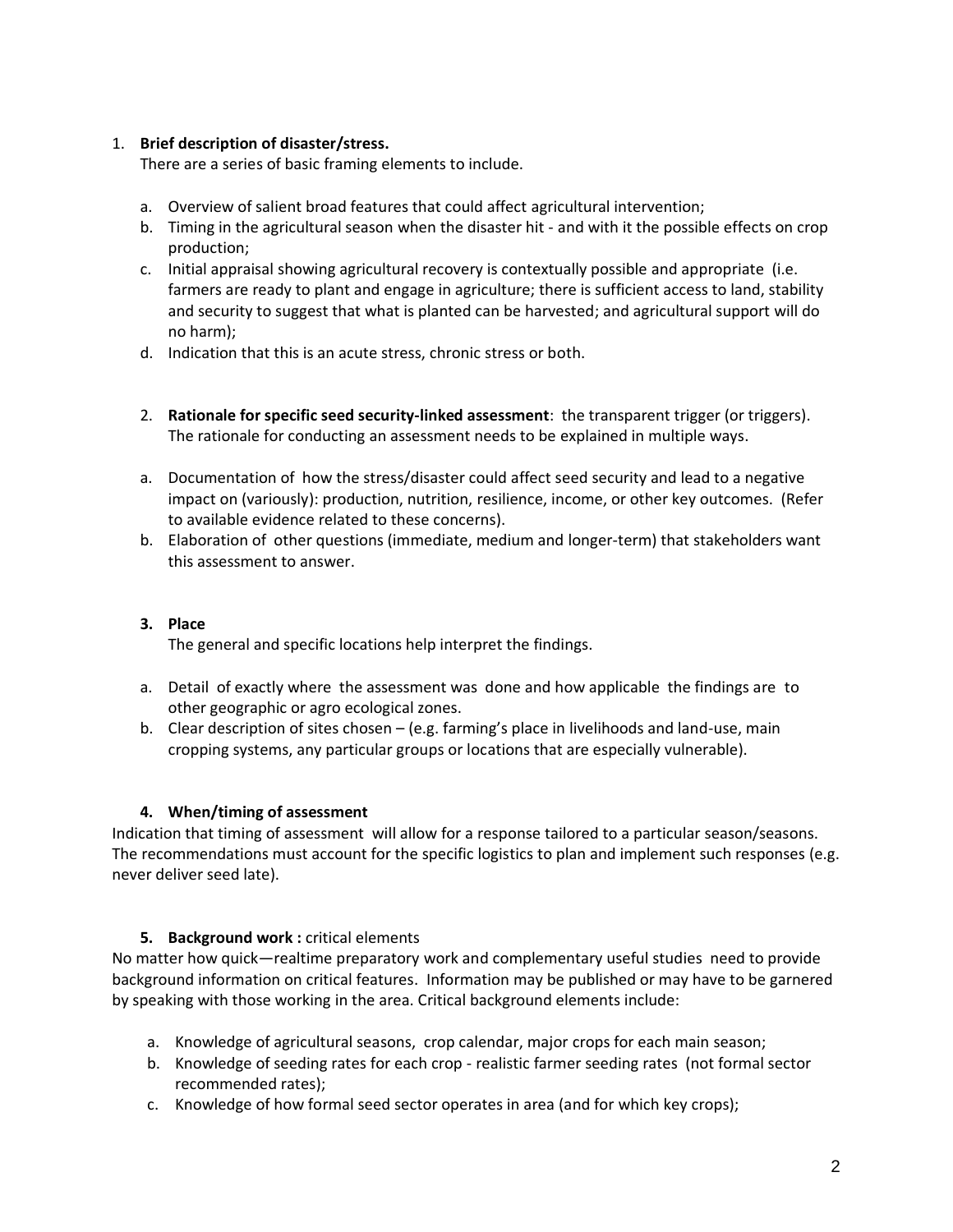1. **Brief description of disaster/stress.**
   There are a series of basic framing elements to include.

   a. Overview of salient broad features that could affect agricultural intervention;
   b. Timing in the agricultural season when the disaster hit - and with it the possible effects on crop production;
   c. Initial appraisal showing agricultural recovery is contextually possible and appropriate (i.e. farmers are ready to plant and engage in agriculture; there is sufficient access to land, stability and security to suggest that what is planted can be harvested; and agricultural support will do no harm);
   d. Indication that this is an acute stress, chronic stress or both.

2. **Rationale for specific seed security-linked assessment**: the transparent trigger (or triggers). The rationale for conducting an assessment needs to be explained in multiple ways.

   a. Documentation of how the stress/disaster could affect seed security and lead to a negative impact on (variously): production, nutrition, resilience, income, or other key outcomes. (Refer to available evidence related to these concerns).
   b. Elaboration of other questions (immediate, medium and longer-term) that stakeholders want this assessment to answer.

3. **Place**
   The general and specific locations help interpret the findings.

   a. Detail of exactly where the assessment was done and how applicable the findings are to other geographic or agro ecological zones.
   b. Clear description of sites chosen – (e.g. farming's place in livelihoods and land-use, main cropping systems, any particular groups or locations that are especially vulnerable).

4. **When/timing of assessment**

Indication that timing of assessment will allow for a response tailored to a particular season/seasons. The recommendations must account for the specific logistics to plan and implement such responses (e.g. never deliver seed late).

5. **Background work :** critical elements

No matter how quick—realtime preparatory work and complementary useful studies need to provide background information on critical features. Information may be published or may have to be garnered by speaking with those working in the area. Critical background elements include:

   a. Knowledge of agricultural seasons, crop calendar, major crops for each main season;
   b. Knowledge of seeding rates for each crop - realistic farmer seeding rates (not formal sector recommended rates);
   c. Knowledge of how formal seed sector operates in area (and for which key crops);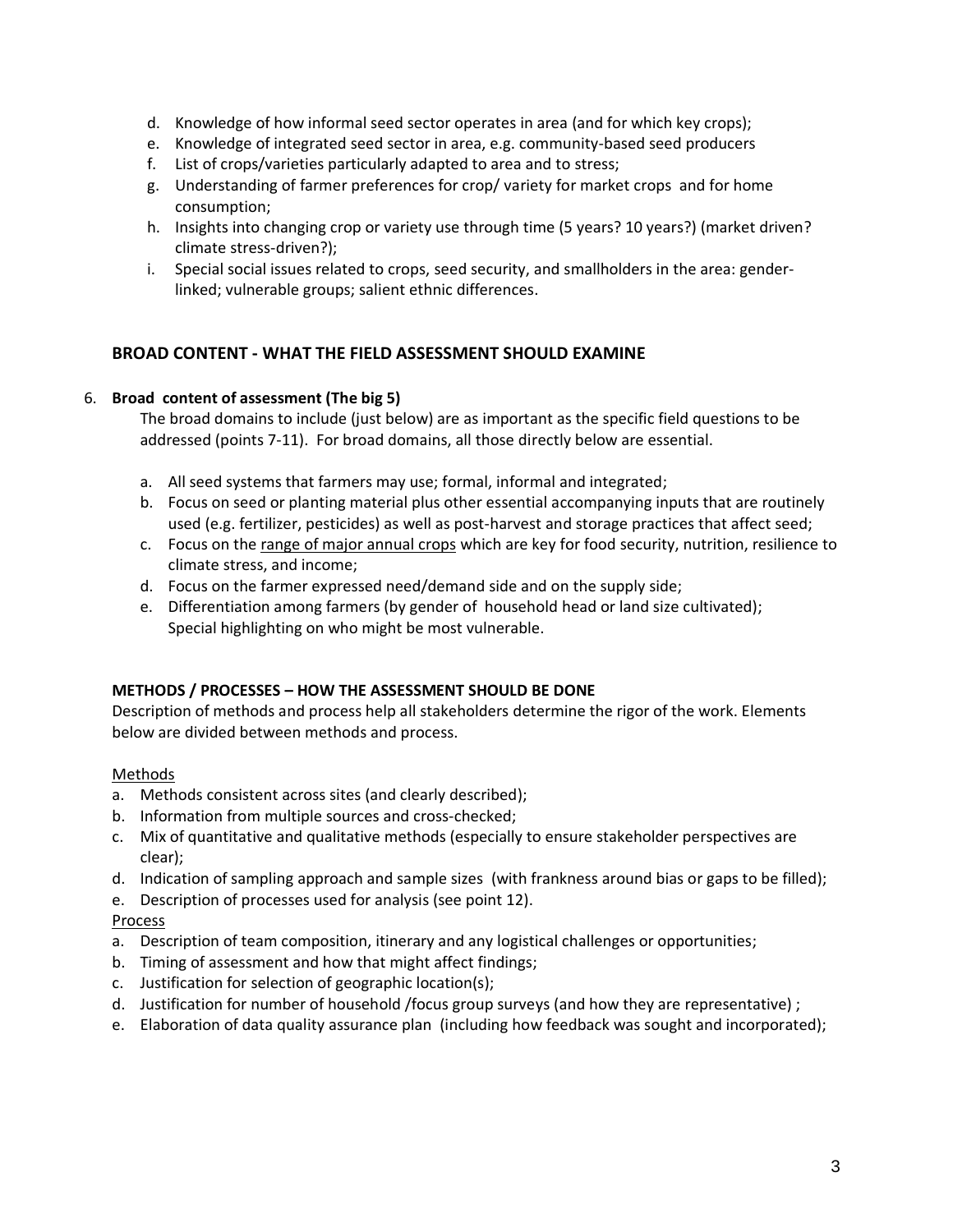d. Knowledge of how informal seed sector operates in area (and for which key crops);
e. Knowledge of integrated seed sector in area, e.g. community-based seed producers
f. List of crops/varieties particularly adapted to area and to stress;
g. Understanding of farmer preferences for crop/ variety for market crops and for home consumption;
h. Insights into changing crop or variety use through time (5 years? 10 years?) (market driven? climate stress-driven?);
i. Special social issues related to crops, seed security, and smallholders in the area: gender-linked; vulnerable groups; salient ethnic differences.

## BROAD CONTENT - WHAT THE FIELD ASSESSMENT SHOULD EXAMINE

6. **Broad content of assessment (The big 5)**

   The broad domains to include (just below) are as important as the specific field questions to be addressed (points 7-11). For broad domains, all those directly below are essential.

   a. All seed systems that farmers may use; formal, informal and integrated;
   b. Focus on seed or planting material plus other essential accompanying inputs that are routinely used (e.g. fertilizer, pesticides) as well as post-harvest and storage practices that affect seed;
   c. Focus on the <u>range of major annual crops</u> which are key for food security, nutrition, resilience to climate stress, and income;
   d. Focus on the farmer expressed need/demand side and on the supply side;
   e. Differentiation among farmers (by gender of household head or land size cultivated); Special highlighting on who might be most vulnerable.

### METHODS / PROCESSES – HOW THE ASSESSMENT SHOULD BE DONE

Description of methods and process help all stakeholders determine the rigor of the work. Elements below are divided between methods and process.

<u>Methods</u>

a. Methods consistent across sites (and clearly described);
b. Information from multiple sources and cross-checked;
c. Mix of quantitative and qualitative methods (especially to ensure stakeholder perspectives are clear);
d. Indication of sampling approach and sample sizes (with frankness around bias or gaps to be filled);
e. Description of processes used for analysis (see point 12).

<u>Process</u>

a. Description of team composition, itinerary and any logistical challenges or opportunities;
b. Timing of assessment and how that might affect findings;
c. Justification for selection of geographic location(s);
d. Justification for number of household /focus group surveys (and how they are representative) ;
e. Elaboration of data quality assurance plan (including how feedback was sought and incorporated);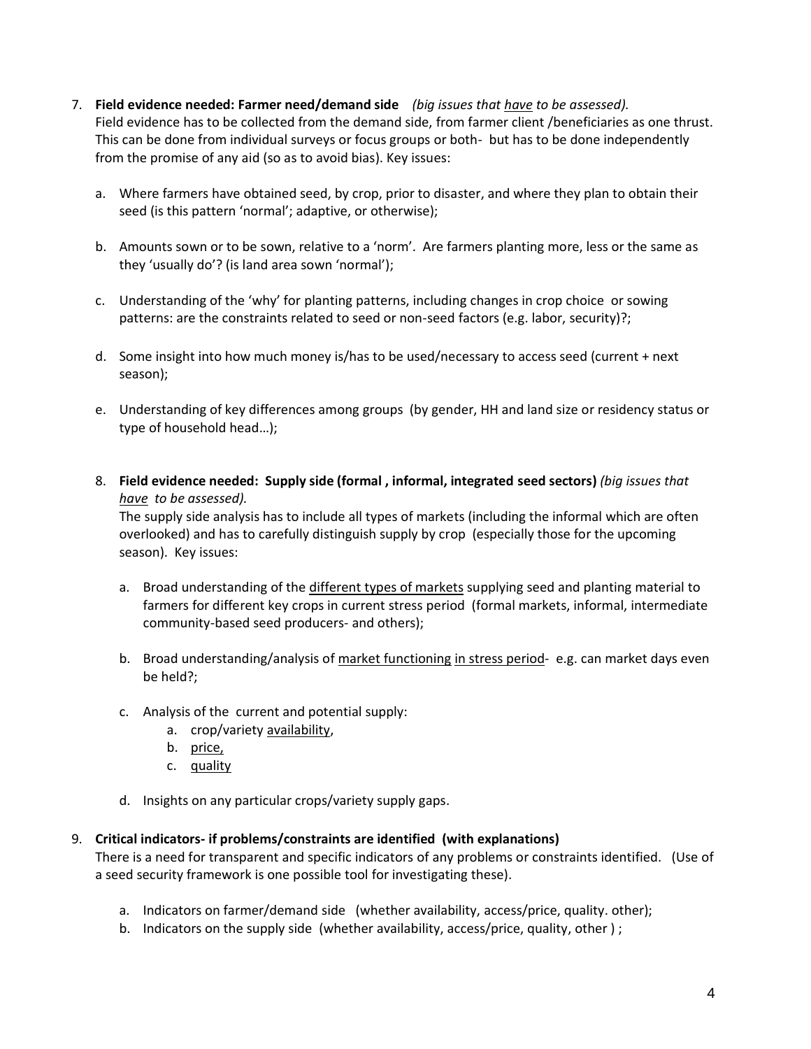7. **Field evidence needed: Farmer need/demand side** *(big issues that <u>have</u> to be assessed).*
   Field evidence has to be collected from the demand side, from farmer client /beneficiaries as one thrust. This can be done from individual surveys or focus groups or both- but has to be done independently from the promise of any aid (so as to avoid bias). Key issues:

   a. Where farmers have obtained seed, by crop, prior to disaster, and where they plan to obtain their seed (is this pattern 'normal'; adaptive, or otherwise);

   b. Amounts sown or to be sown, relative to a 'norm'. Are farmers planting more, less or the same as they 'usually do'? (is land area sown 'normal');

   c. Understanding of the 'why' for planting patterns, including changes in crop choice or sowing patterns: are the constraints related to seed or non-seed factors (e.g. labor, security)?;

   d. Some insight into how much money is/has to be used/necessary to access seed (current + next season);

   e. Understanding of key differences among groups (by gender, HH and land size or residency status or type of household head…);

8. **Field evidence needed: Supply side (formal , informal, integrated seed sectors)** *(big issues that <u>have</u> to be assessed).*
   The supply side analysis has to include all types of markets (including the informal which are often overlooked) and has to carefully distinguish supply by crop (especially those for the upcoming season). Key issues:

   a. Broad understanding of the <u>different types of markets</u> supplying seed and planting material to farmers for different key crops in current stress period (formal markets, informal, intermediate community-based seed producers- and others);

   b. Broad understanding/analysis of <u>market functioning</u> <u>in stress period</u>- e.g. can market days even be held?;

   c. Analysis of the current and potential supply:
      a. crop/variety <u>availability</u>,
      b. <u>price,</u>
      c. <u>quality</u>

   d. Insights on any particular crops/variety supply gaps.

9. **Critical indicators- if problems/constraints are identified (with explanations)**
   There is a need for transparent and specific indicators of any problems or constraints identified. (Use of a seed security framework is one possible tool for investigating these).

   a. Indicators on farmer/demand side (whether availability, access/price, quality. other);
   b. Indicators on the supply side (whether availability, access/price, quality, other ) ;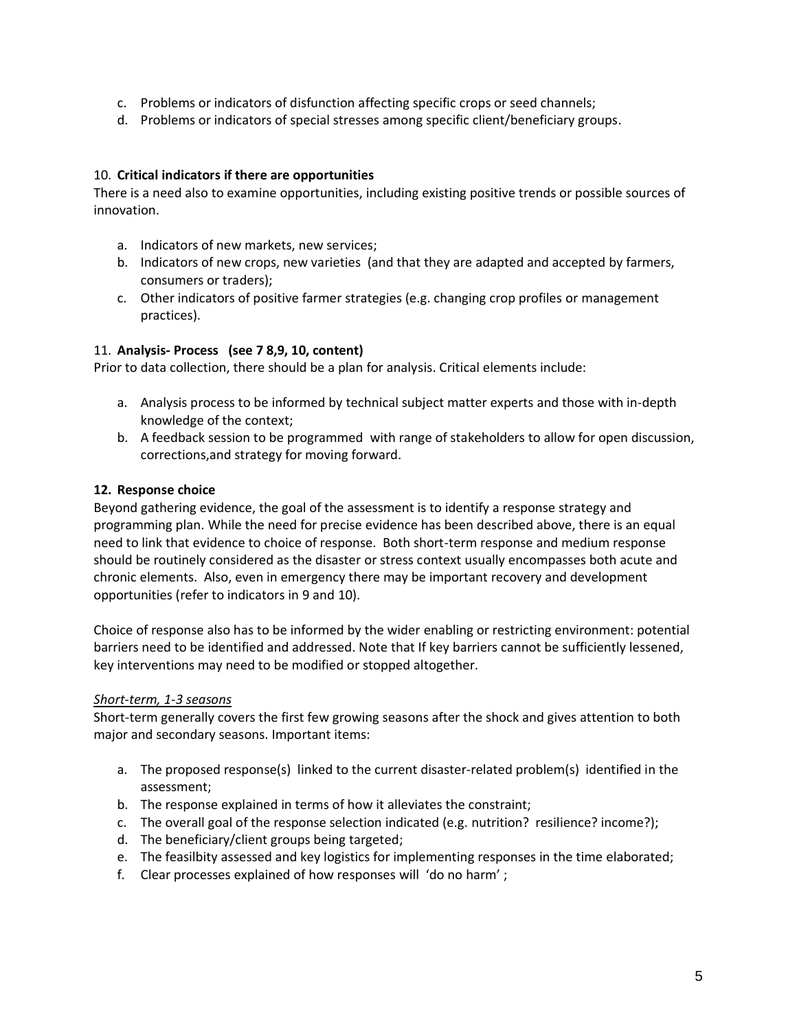c. Problems or indicators of disfunction affecting specific crops or seed channels;
d. Problems or indicators of special stresses among specific client/beneficiary groups.

10. **Critical indicators if there are opportunities**

There is a need also to examine opportunities, including existing positive trends or possible sources of innovation.

a. Indicators of new markets, new services;
b. Indicators of new crops, new varieties (and that they are adapted and accepted by farmers, consumers or traders);
c. Other indicators of positive farmer strategies (e.g. changing crop profiles or management practices).

11. **Analysis- Process (see 7 8,9, 10, content)**

Prior to data collection, there should be a plan for analysis. Critical elements include:

a. Analysis process to be informed by technical subject matter experts and those with in-depth knowledge of the context;
b. A feedback session to be programmed with range of stakeholders to allow for open discussion, corrections,and strategy for moving forward.

**12. Response choice**

Beyond gathering evidence, the goal of the assessment is to identify a response strategy and programming plan. While the need for precise evidence has been described above, there is an equal need to link that evidence to choice of response. Both short-term response and medium response should be routinely considered as the disaster or stress context usually encompasses both acute and chronic elements. Also, even in emergency there may be important recovery and development opportunities (refer to indicators in 9 and 10).

Choice of response also has to be informed by the wider enabling or restricting environment: potential barriers need to be identified and addressed. Note that If key barriers cannot be sufficiently lessened, key interventions may need to be modified or stopped altogether.

*Short-term, 1-3 seasons*

Short-term generally covers the first few growing seasons after the shock and gives attention to both major and secondary seasons. Important items:

a. The proposed response(s) linked to the current disaster-related problem(s) identified in the assessment;
b. The response explained in terms of how it alleviates the constraint;
c. The overall goal of the response selection indicated (e.g. nutrition? resilience? income?);
d. The beneficiary/client groups being targeted;
e. The feasilbity assessed and key logistics for implementing responses in the time elaborated;
f. Clear processes explained of how responses will 'do no harm' ;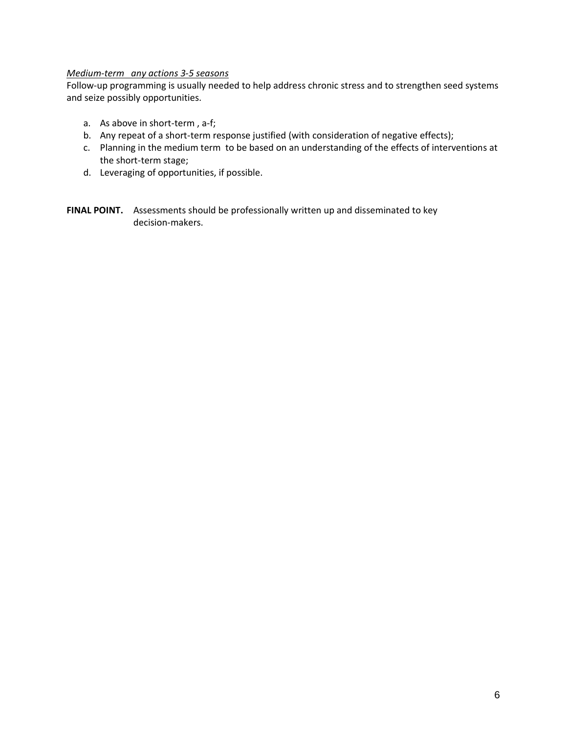*Medium-term   any actions 3-5 seasons*

Follow-up programming is usually needed to help address chronic stress and to strengthen seed systems and seize possibly opportunities.

a. As above in short-term , a-f;
b. Any repeat of a short-term response justified (with consideration of negative effects);
c. Planning in the medium term  to be based on an understanding of the effects of interventions at the short-term stage;
d. Leveraging of opportunities, if possible.

**FINAL POINT.** Assessments should be professionally written up and disseminated to key decision-makers.